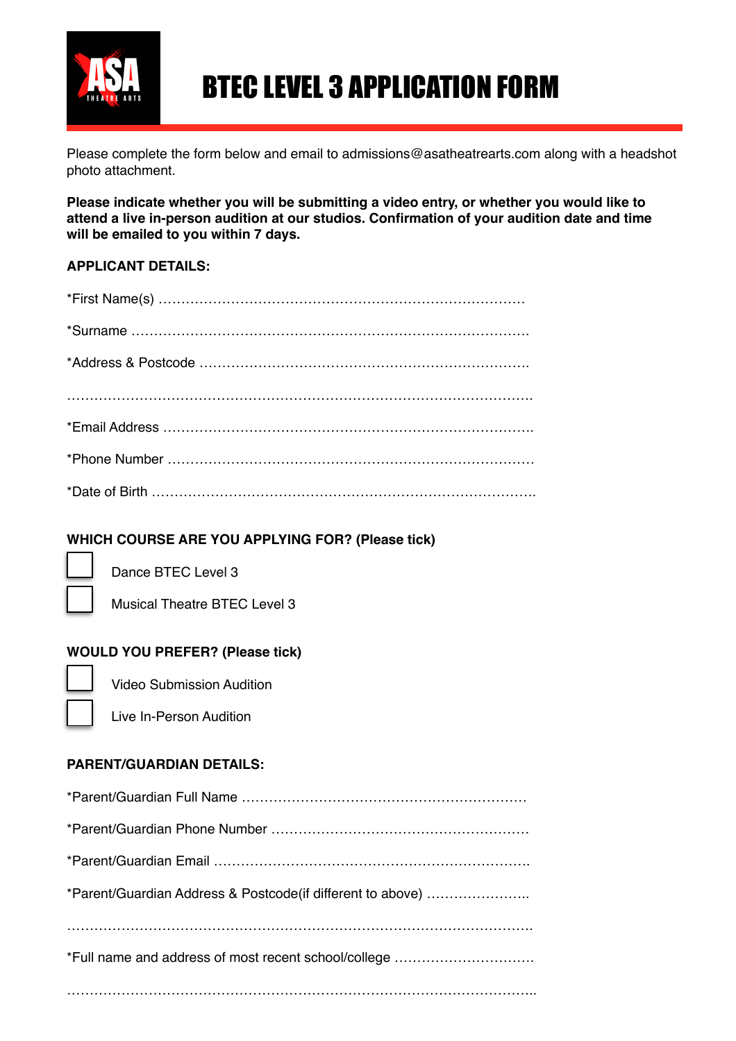ASA THEATRE ARTS

# BTEC LEVEL 3 APPLICATION FORM

Please complete the form below and email to admissions@asatheatrearts.com along with a headshot photo attachment.

**Please indicate whether you will be submitting a video entry, or whether you would like to attend a live in-person audition at our studios. Confirmation of your audition date and time will be emailed to you within 7 days.**

**APPLICANT DETAILS:**

*First Name(s) …………………………………………………………………….

*Surname …………………………………………………………………………

*Address & Postcode ……………………………………………………………

……………………………………………………………………………………………

*Email Address …………………………………………………………………….

*Phone Number …………………………………………………………………….

*Date of Birth ……………………………………………………………………….

**WHICH COURSE ARE YOU APPLYING FOR? (Please tick)**

☐ Dance BTEC Level 3

☐ Musical Theatre BTEC Level 3

**WOULD YOU PREFER? (Please tick)**

☐ Video Submission Audition

☐ Live In-Person Audition

**PARENT/GUARDIAN DETAILS:**

*Parent/Guardian Full Name ……………………………………………………

*Parent/Guardian Phone Number ………………………………………………

*Parent/Guardian Email ………………………………………………………….

*Parent/Guardian Address & Postcode(if different to above) …………………..

……………………………………………………………………………………………

*Full name and address of most recent school/college …………………………

……………………………………………………………………………………………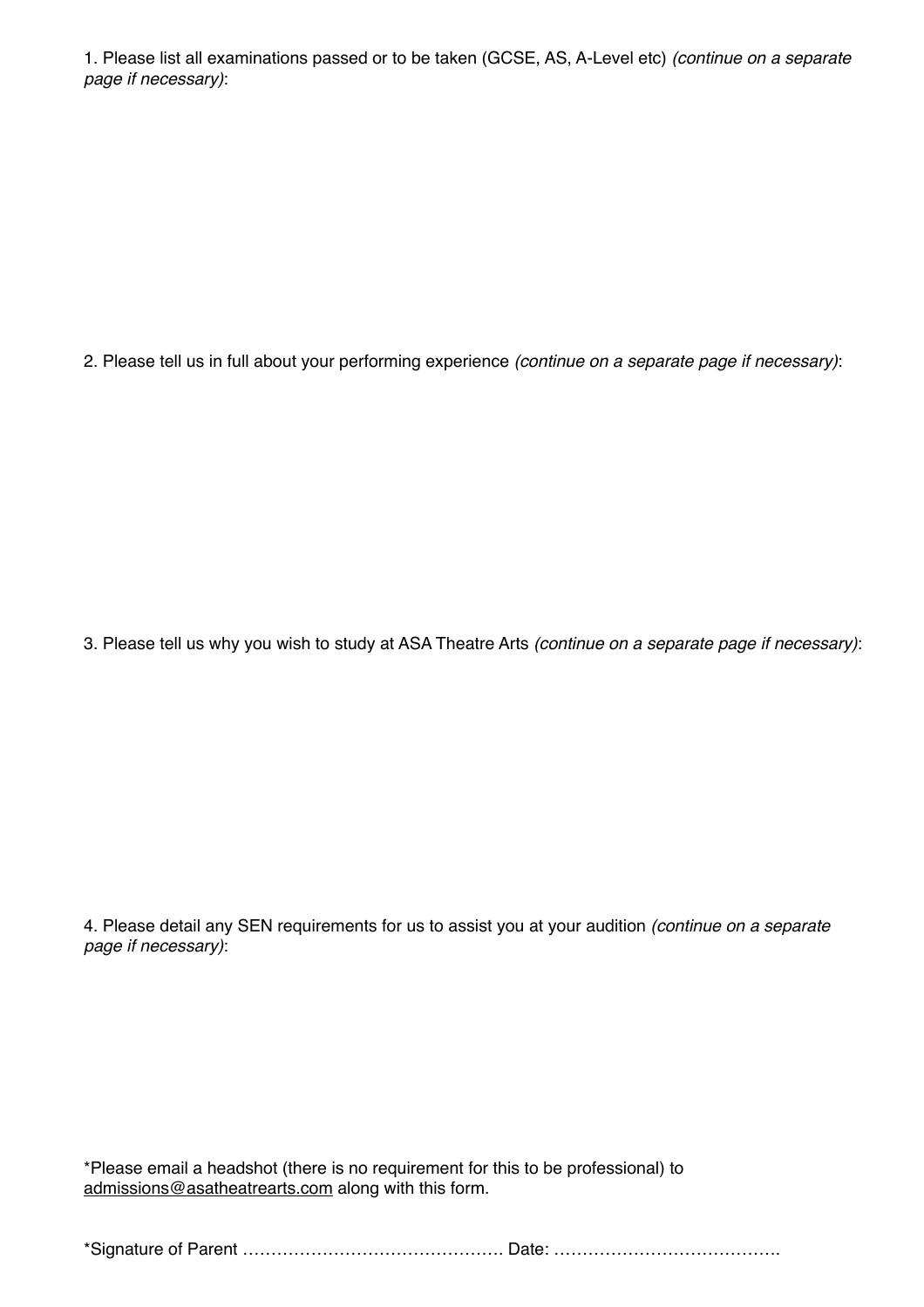1. Please list all examinations passed or to be taken (GCSE, AS, A-Level etc) *(continue on a separate page if necessary)*:

2. Please tell us in full about your performing experience *(continue on a separate page if necessary)*:

3. Please tell us why you wish to study at ASA Theatre Arts *(continue on a separate page if necessary)*:

4. Please detail any SEN requirements for us to assist you at your audition *(continue on a separate page if necessary)*:

*Please email a headshot (there is no requirement for this to be professional) to admissions@asatheatrearts.com along with this form.

*Signature of Parent ………………………………………. Date: ………………………………….